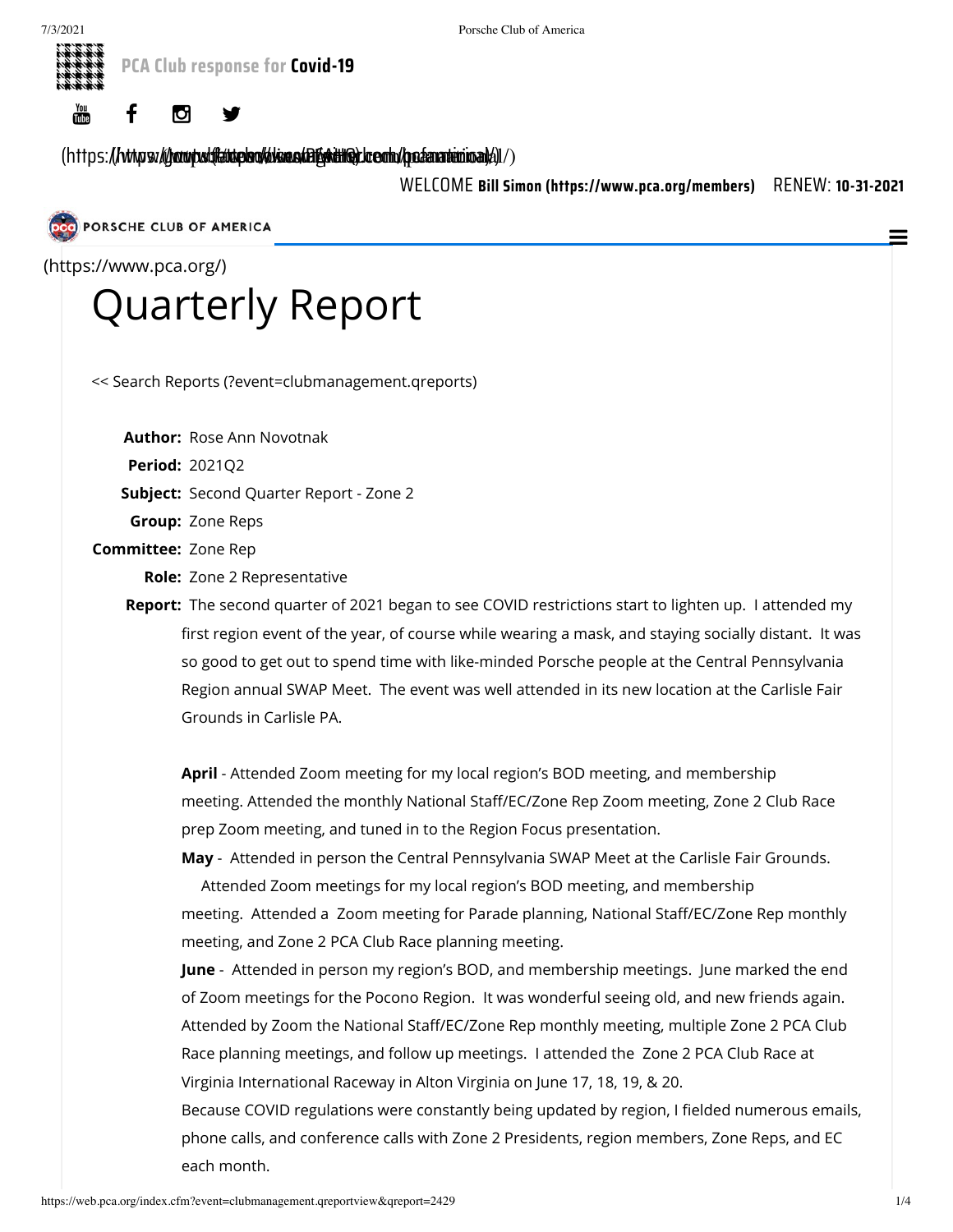PCA Club response for **Covid-19**

WELCOME **Bill Simon (https://www.pca.org/members)** RENEW: **10-31-2021**

PORSCHE CLUB OF AMERICA

(https://www.pca.org/)

# Quarterly Report

<< Search Reports (?event=clubmanagement.qreports)

**Author:** Rose Ann Novotnak

**Period:** 2021Q2

**Subject:** Second Quarter Report - Zone 2

**Group:** Zone Reps

**Committee:** Zone Rep

**Role:** Zone 2 Representative

**Report:** The second quarter of 2021 began to see COVID restrictions start to lighten up. I attended my first region event of the year, of course while wearing a mask, and staying socially distant. It was so good to get out to spend time with like-minded Porsche people at the Central Pennsylvania Region annual SWAP Meet. The event was well attended in its new location at the Carlisle Fair Grounds in Carlisle PA.

**April** - Attended Zoom meeting for my local region's BOD meeting, and membership meeting. Attended the monthly National Staff/EC/Zone Rep Zoom meeting, Zone 2 Club Race prep Zoom meeting, and tuned in to the Region Focus presentation.

**May** - Attended in person the Central Pennsylvania SWAP Meet at the Carlisle Fair Grounds. Attended Zoom meetings for my local region's BOD meeting, and membership meeting. Attended a Zoom meeting for Parade planning, National Staff/EC/Zone Rep monthly meeting, and Zone 2 PCA Club Race planning meeting.

**June** - Attended in person my region's BOD, and membership meetings. June marked the end of Zoom meetings for the Pocono Region. It was wonderful seeing old, and new friends again. Attended by Zoom the National Staff/EC/Zone Rep monthly meeting, multiple Zone 2 PCA Club Race planning meetings, and follow up meetings. I attended the Zone 2 PCA Club Race at Virginia International Raceway in Alton Virginia on June 17, 18, 19, & 20.

Because COVID regulations were constantly being updated by region, I fielded numerous emails, phone calls, and conference calls with Zone 2 Presidents, region members, Zone Reps, and EC each month.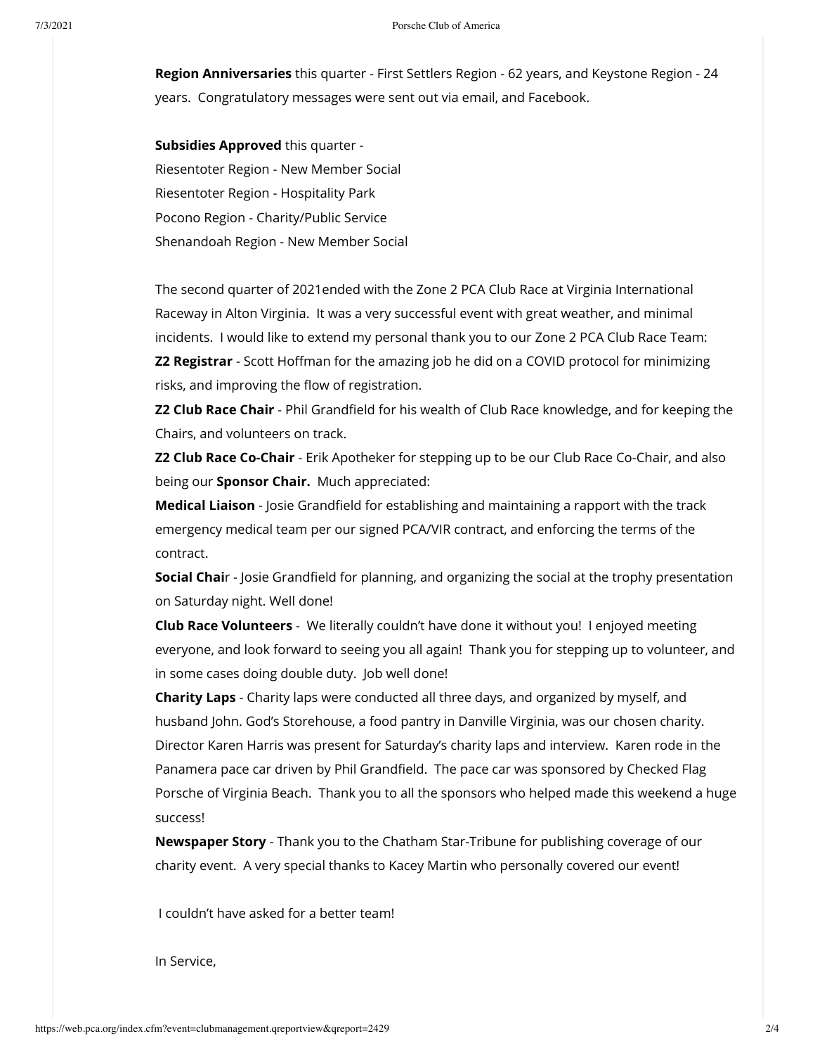**Region Anniversaries** this quarter - First Settlers Region - 62 years, and Keystone Region - 24 years. Congratulatory messages were sent out via email, and Facebook.

**Subsidies Approved** this quarter -
Riesentoter Region - New Member Social
Riesentoter Region - Hospitality Park
Pocono Region - Charity/Public Service
Shenandoah Region - New Member Social

The second quarter of 2021ended with the Zone 2 PCA Club Race at Virginia International Raceway in Alton Virginia. It was a very successful event with great weather, and minimal incidents. I would like to extend my personal thank you to our Zone 2 PCA Club Race Team:
**Z2 Registrar** - Scott Hoffman for the amazing job he did on a COVID protocol for minimizing risks, and improving the flow of registration.
**Z2 Club Race Chair** - Phil Grandfield for his wealth of Club Race knowledge, and for keeping the Chairs, and volunteers on track.
**Z2 Club Race Co-Chair** - Erik Apotheker for stepping up to be our Club Race Co-Chair, and also being our **Sponsor Chair.** Much appreciated:
**Medical Liaison** - Josie Grandfield for establishing and maintaining a rapport with the track emergency medical team per our signed PCA/VIR contract, and enforcing the terms of the contract.
**Social Chai**r - Josie Grandfield for planning, and organizing the social at the trophy presentation on Saturday night. Well done!
**Club Race Volunteers** - We literally couldn't have done it without you! I enjoyed meeting everyone, and look forward to seeing you all again! Thank you for stepping up to volunteer, and in some cases doing double duty. Job well done!
**Charity Laps** - Charity laps were conducted all three days, and organized by myself, and husband John. God's Storehouse, a food pantry in Danville Virginia, was our chosen charity. Director Karen Harris was present for Saturday's charity laps and interview. Karen rode in the Panamera pace car driven by Phil Grandfield. The pace car was sponsored by Checked Flag Porsche of Virginia Beach. Thank you to all the sponsors who helped made this weekend a huge success!
**Newspaper Story** - Thank you to the Chatham Star-Tribune for publishing coverage of our charity event. A very special thanks to Kacey Martin who personally covered our event!

I couldn't have asked for a better team!

In Service,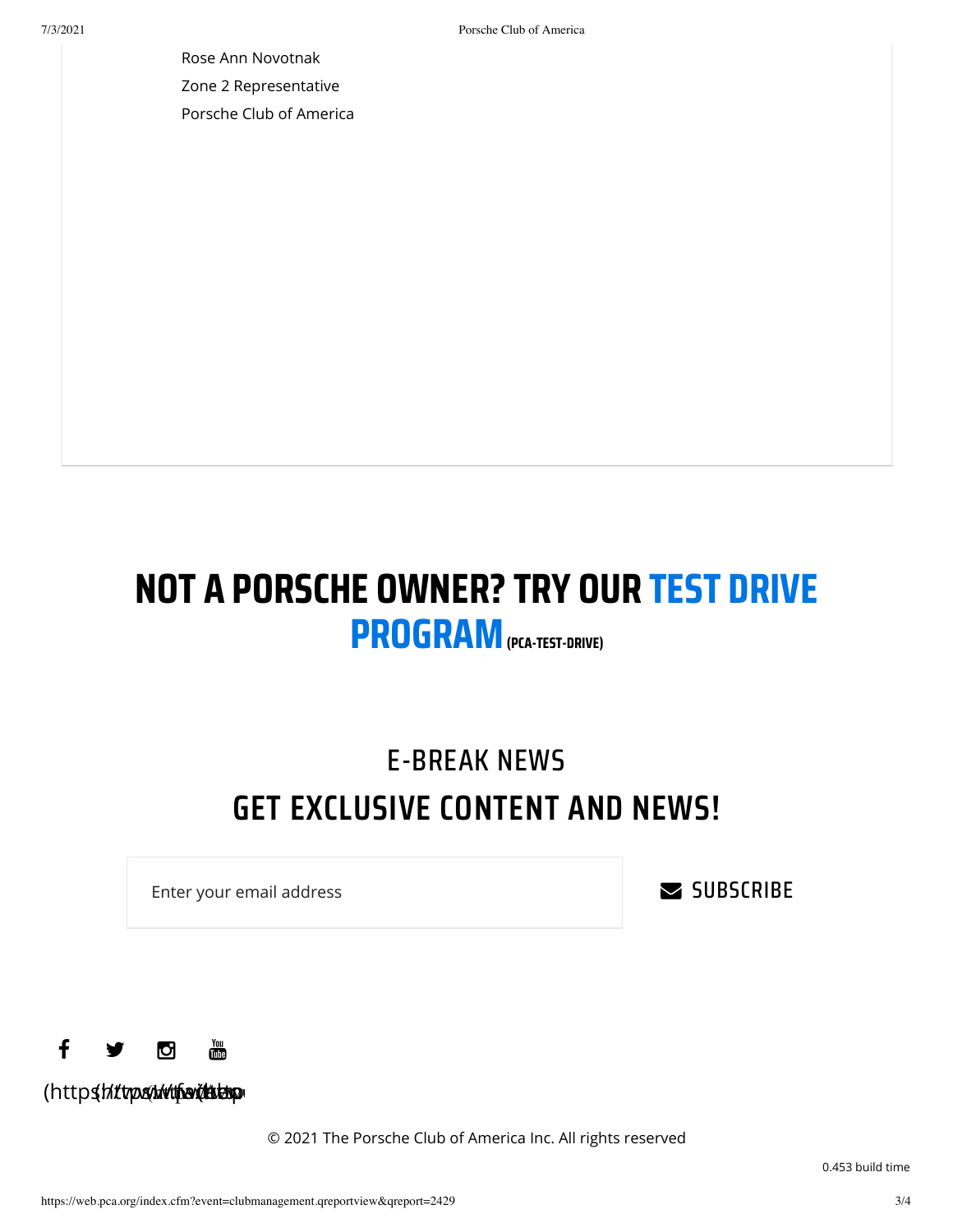Rose Ann Novotnak
Zone 2 Representative
Porsche Club of America

# NOT A PORSCHE OWNER? TRY OUR TEST DRIVE PROGRAM (PCA-TEST-DRIVE)

## E-BREAK NEWS

## GET EXCLUSIVE CONTENT AND NEWS!

Enter your email address

SUBSCRIBE

(https(https(https(http

© 2021 The Porsche Club of America Inc. All rights reserved

0.453 build time